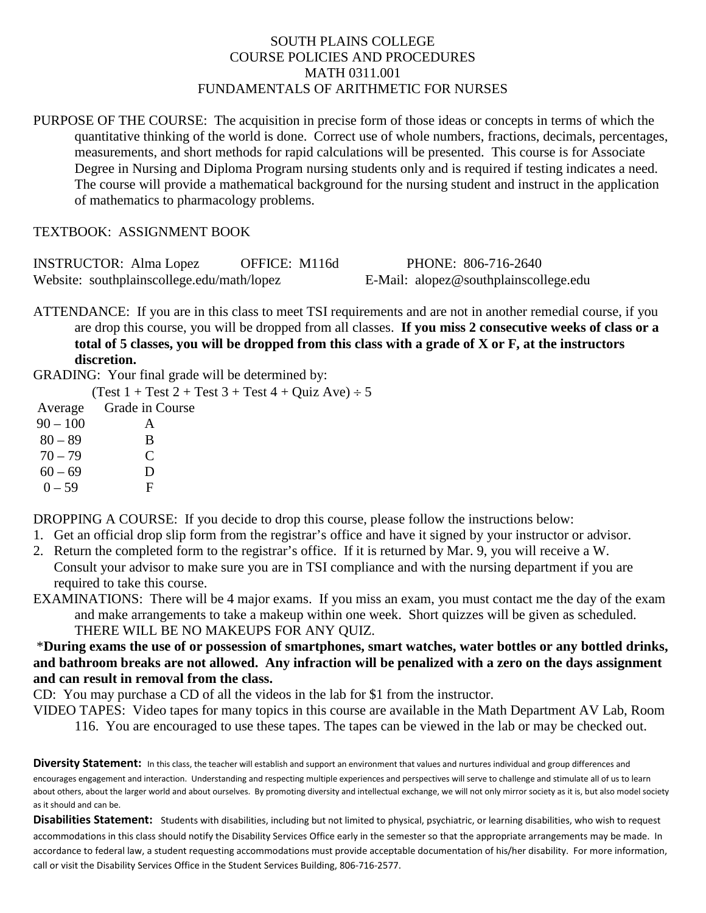# SOUTH PLAINS COLLEGE
## COURSE POLICIES AND PROCEDURES
## MATH 0311.001
## FUNDAMENTALS OF ARITHMETIC FOR NURSES

PURPOSE OF THE COURSE: The acquisition in precise form of those ideas or concepts in terms of which the quantitative thinking of the world is done. Correct use of whole numbers, fractions, decimals, percentages, measurements, and short methods for rapid calculations will be presented. This course is for Associate Degree in Nursing and Diploma Program nursing students only and is required if testing indicates a need. The course will provide a mathematical background for the nursing student and instruct in the application of mathematics to pharmacology problems.

TEXTBOOK: ASSIGNMENT BOOK

INSTRUCTOR: Alma Lopez OFFICE: M116d PHONE: 806-716-2640
Website: southplainscollege.edu/math/lopez E-Mail: alopez@southplainscollege.edu

ATTENDANCE: If you are in this class to meet TSI requirements and are not in another remedial course, if you are drop this course, you will be dropped from all classes. **If you miss 2 consecutive weeks of class or a total of 5 classes, you will be dropped from this class with a grade of X or F, at the instructors discretion.**

GRADING: Your final grade will be determined by:

(Test 1 + Test 2 + Test 3 + Test 4 + Quiz Ave) ÷ 5

| Average | Grade in Course |
|---|---|
| 90 – 100 | A |
| 80 – 89 | B |
| 70 – 79 | C |
| 60 – 69 | D |
| 0 – 59 | F |

DROPPING A COURSE: If you decide to drop this course, please follow the instructions below:

1. Get an official drop slip form from the registrar's office and have it signed by your instructor or advisor.
2. Return the completed form to the registrar's office. If it is returned by Mar. 9, you will receive a W. Consult your advisor to make sure you are in TSI compliance and with the nursing department if you are required to take this course.

EXAMINATIONS: There will be 4 major exams. If you miss an exam, you must contact me the day of the exam and make arrangements to take a makeup within one week. Short quizzes will be given as scheduled. THERE WILL BE NO MAKEUPS FOR ANY QUIZ.

**\*During exams the use of or possession of smartphones, smart watches, water bottles or any bottled drinks, and bathroom breaks are not allowed. Any infraction will be penalized with a zero on the days assignment and can result in removal from the class.**

CD: You may purchase a CD of all the videos in the lab for $1 from the instructor.

VIDEO TAPES: Video tapes for many topics in this course are available in the Math Department AV Lab, Room 116. You are encouraged to use these tapes. The tapes can be viewed in the lab or may be checked out.

**Diversity Statement:** In this class, the teacher will establish and support an environment that values and nurtures individual and group differences and encourages engagement and interaction. Understanding and respecting multiple experiences and perspectives will serve to challenge and stimulate all of us to learn about others, about the larger world and about ourselves. By promoting diversity and intellectual exchange, we will not only mirror society as it is, but also model society as it should and can be.

**Disabilities Statement:** Students with disabilities, including but not limited to physical, psychiatric, or learning disabilities, who wish to request accommodations in this class should notify the Disability Services Office early in the semester so that the appropriate arrangements may be made. In accordance to federal law, a student requesting accommodations must provide acceptable documentation of his/her disability. For more information, call or visit the Disability Services Office in the Student Services Building, 806-716-2577.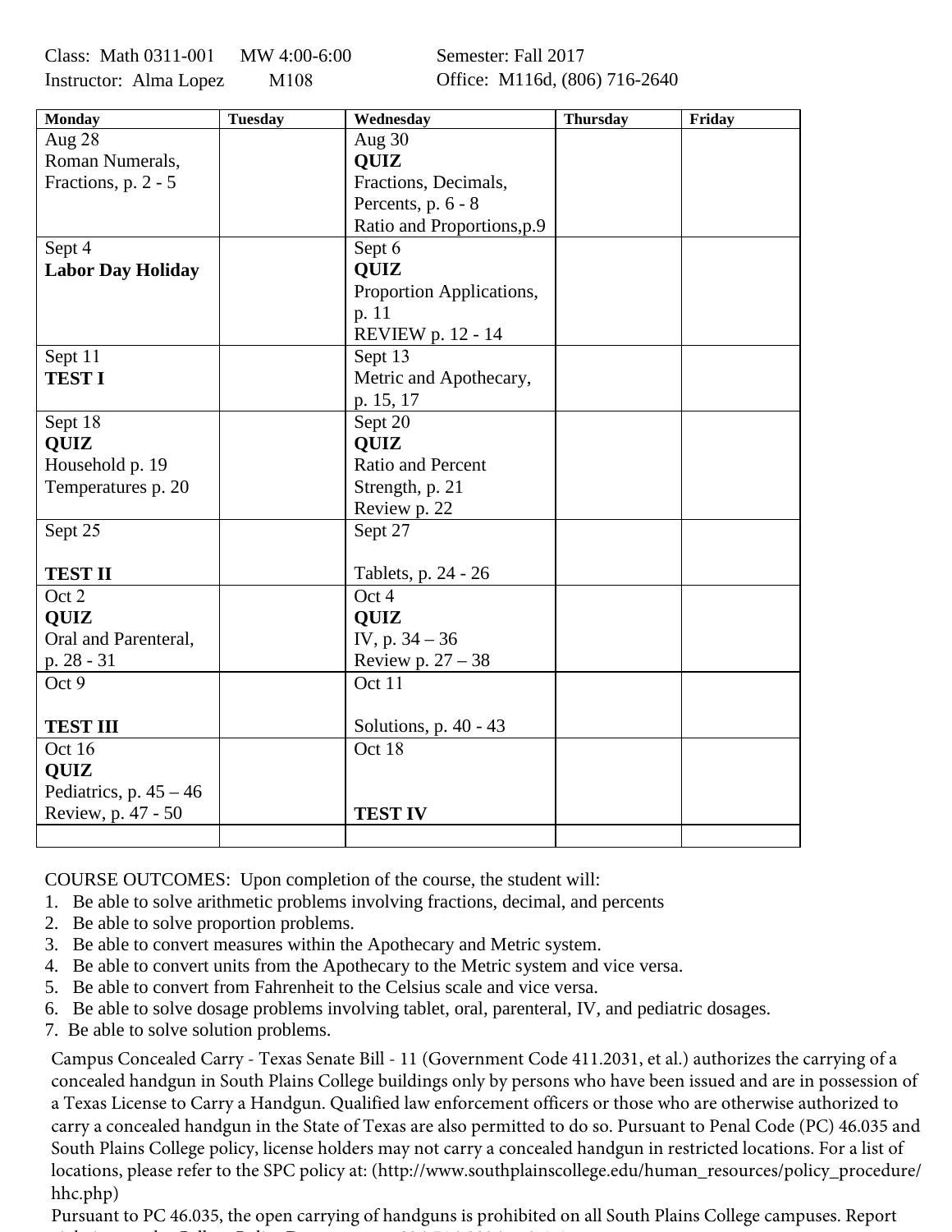Class: Math 0311-001 MW 4:00-6:00 Semester: Fall 2017

Instructor: Alma Lopez M108 Office: M116d, (806) 716-2640

| Monday | Tuesday | Wednesday | Thursday | Friday |
|---|---|---|---|---|
| Aug 28<br>Roman Numerals, Fractions, p. 2 - 5 | | Aug 30<br>**QUIZ**<br>Fractions, Decimals, Percents, p. 6 - 8<br>Ratio and Proportions,p.9 | | |
| Sept 4<br>**Labor Day Holiday** | | Sept 6<br>**QUIZ**<br>Proportion Applications, p. 11<br>REVIEW p. 12 - 14 | | |
| Sept 11<br>**TEST I** | | Sept 13<br>Metric and Apothecary, p. 15, 17 | | |
| Sept 18<br>**QUIZ**<br>Household p. 19<br>Temperatures p. 20 | | Sept 20<br>**QUIZ**<br>Ratio and Percent Strength, p. 21<br>Review p. 22 | | |
| Sept 25<br><br>**TEST II** | | Sept 27<br><br>Tablets, p. 24 - 26 | | |
| Oct 2<br>**QUIZ**<br>Oral and Parenteral, p. 28 - 31 | | Oct 4<br>**QUIZ**<br>IV, p. 34 – 36<br>Review p. 27 – 38 | | |
| Oct 9<br><br>**TEST III** | | Oct 11<br><br>Solutions, p. 40 - 43 | | |
| Oct 16<br>**QUIZ**<br>Pediatrics, p. 45 – 46<br>Review, p. 47 - 50 | | Oct 18<br><br><br>**TEST IV** | | |
| | | | | |

COURSE OUTCOMES: Upon completion of the course, the student will:

1. Be able to solve arithmetic problems involving fractions, decimal, and percents
2. Be able to solve proportion problems.
3. Be able to convert measures within the Apothecary and Metric system.
4. Be able to convert units from the Apothecary to the Metric system and vice versa.
5. Be able to convert from Fahrenheit to the Celsius scale and vice versa.
6. Be able to solve dosage problems involving tablet, oral, parenteral, IV, and pediatric dosages.
7. Be able to solve solution problems.

Campus Concealed Carry - Texas Senate Bill - 11 (Government Code 411.2031, et al.) authorizes the carrying of a concealed handgun in South Plains College buildings only by persons who have been issued and are in possession of a Texas License to Carry a Handgun. Qualified law enforcement officers or those who are otherwise authorized to carry a concealed handgun in the State of Texas are also permitted to do so. Pursuant to Penal Code (PC) 46.035 and South Plains College policy, license holders may not carry a concealed handgun in restricted locations. For a list of locations, please refer to the SPC policy at: (http://www.southplainscollege.edu/human_resources/policy_procedure/hhc.php)

Pursuant to PC 46.035, the open carrying of handguns is prohibited on all South Plains College campuses. Report